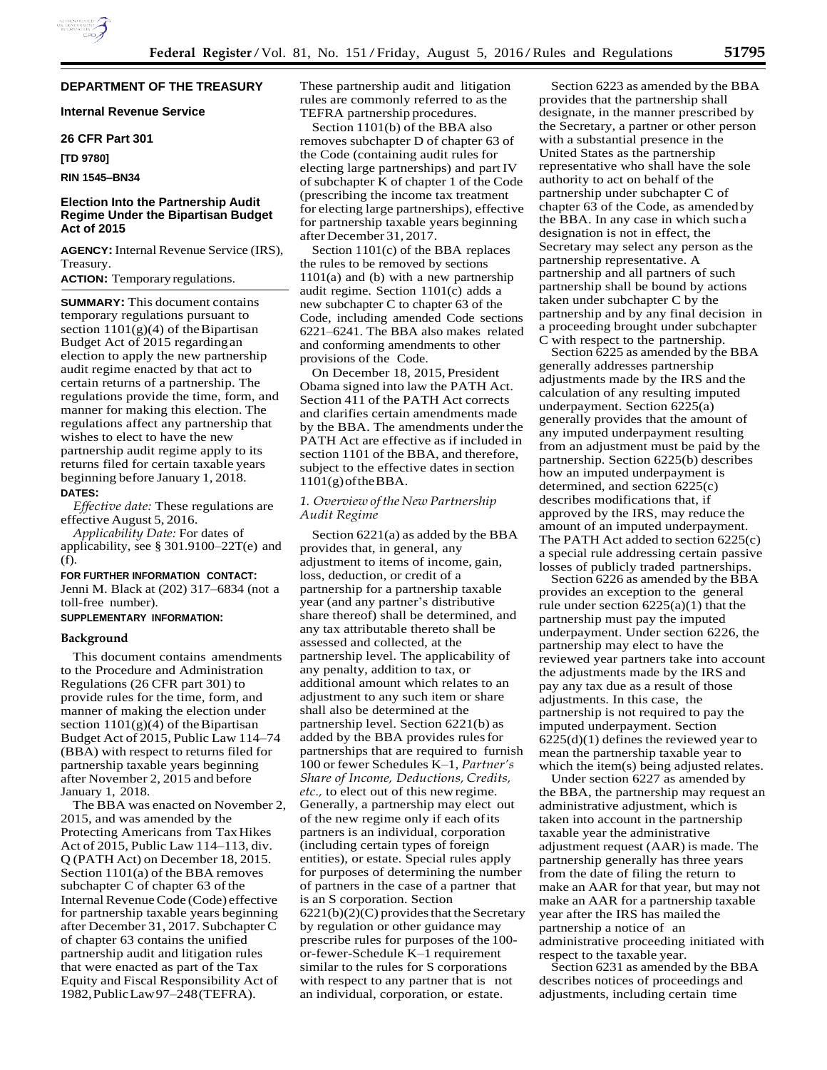**DEPARTMENT OF THE TREASURY**

**Internal Revenue Service**

**26 CFR Part 301**

**[TD 9780]**

**RIN 1545–BN34**

## Election Into the Partnership Audit Regime Under the Bipartisan Budget Act of 2015

**AGENCY:** Internal Revenue Service (IRS), Treasury.

**ACTION:** Temporary regulations.

**SUMMARY:** This document contains temporary regulations pursuant to section 1101(g)(4) of the Bipartisan Budget Act of 2015 regarding an election to apply the new partnership audit regime enacted by that act to certain returns of a partnership. The regulations provide the time, form, and manner for making this election. The regulations affect any partnership that wishes to elect to have the new partnership audit regime apply to its returns filed for certain taxable years beginning before January 1, 2018.

**DATES:**

*Effective date:* These regulations are effective August 5, 2016.

*Applicability Date:* For dates of applicability, see § 301.9100–22T(e) and (f).

**FOR FURTHER INFORMATION CONTACT:** Jenni M. Black at (202) 317–6834 (not a toll-free number).

**SUPPLEMENTARY INFORMATION:**

### Background

This document contains amendments to the Procedure and Administration Regulations (26 CFR part 301) to provide rules for the time, form, and manner of making the election under section 1101(g)(4) of the Bipartisan Budget Act of 2015, Public Law 114–74 (BBA) with respect to returns filed for partnership taxable years beginning after November 2, 2015 and before January 1, 2018.

The BBA was enacted on November 2, 2015, and was amended by the Protecting Americans from Tax Hikes Act of 2015, Public Law 114–113, div. Q (PATH Act) on December 18, 2015. Section 1101(a) of the BBA removes subchapter C of chapter 63 of the Internal Revenue Code (Code) effective for partnership taxable years beginning after December 31, 2017. Subchapter C of chapter 63 contains the unified partnership audit and litigation rules that were enacted as part of the Tax Equity and Fiscal Responsibility Act of 1982, Public Law 97–248 (TEFRA). These partnership audit and litigation rules are commonly referred to as the TEFRA partnership procedures.

Section 1101(b) of the BBA also removes subchapter D of chapter 63 of the Code (containing audit rules for electing large partnerships) and part IV of subchapter K of chapter 1 of the Code (prescribing the income tax treatment for electing large partnerships), effective for partnership taxable years beginning after December 31, 2017.

Section 1101(c) of the BBA replaces the rules to be removed by sections 1101(a) and (b) with a new partnership audit regime. Section 1101(c) adds a new subchapter C to chapter 63 of the Code, including amended Code sections 6221–6241. The BBA also makes related and conforming amendments to other provisions of the Code.

On December 18, 2015, President Obama signed into law the PATH Act. Section 411 of the PATH Act corrects and clarifies certain amendments made by the BBA. The amendments under the PATH Act are effective as if included in section 1101 of the BBA, and therefore, subject to the effective dates in section 1101(g) of the BBA.

*1. Overview of the New Partnership Audit Regime*

Section 6221(a) as added by the BBA provides that, in general, any adjustment to items of income, gain, loss, deduction, or credit of a partnership for a partnership taxable year (and any partner's distributive share thereof) shall be determined, and any tax attributable thereto shall be assessed and collected, at the partnership level. The applicability of any penalty, addition to tax, or additional amount which relates to an adjustment to any such item or share shall also be determined at the partnership level. Section 6221(b) as added by the BBA provides rules for partnerships that are required to furnish 100 or fewer Schedules K–1, *Partner's Share of Income, Deductions, Credits, etc.,* to elect out of this new regime. Generally, a partnership may elect out of the new regime only if each of its partners is an individual, corporation (including certain types of foreign entities), or estate. Special rules apply for purposes of determining the number of partners in the case of a partner that is an S corporation. Section 6221(b)(2)(C) provides that the Secretary by regulation or other guidance may prescribe rules for purposes of the 100-or-fewer-Schedule K–1 requirement similar to the rules for S corporations with respect to any partner that is not an individual, corporation, or estate.

Section 6223 as amended by the BBA provides that the partnership shall designate, in the manner prescribed by the Secretary, a partner or other person with a substantial presence in the United States as the partnership representative who shall have the sole authority to act on behalf of the partnership under subchapter C of chapter 63 of the Code, as amended by the BBA. In any case in which such a designation is not in effect, the Secretary may select any person as the partnership representative. A partnership and all partners of such partnership shall be bound by actions taken under subchapter C by the partnership and by any final decision in a proceeding brought under subchapter C with respect to the partnership.

Section 6225 as amended by the BBA generally addresses partnership adjustments made by the IRS and the calculation of any resulting imputed underpayment. Section 6225(a) generally provides that the amount of any imputed underpayment resulting from an adjustment must be paid by the partnership. Section 6225(b) describes how an imputed underpayment is determined, and section 6225(c) describes modifications that, if approved by the IRS, may reduce the amount of an imputed underpayment. The PATH Act added to section 6225(c) a special rule addressing certain passive losses of publicly traded partnerships.

Section 6226 as amended by the BBA provides an exception to the general rule under section 6225(a)(1) that the partnership must pay the imputed underpayment. Under section 6226, the partnership may elect to have the reviewed year partners take into account the adjustments made by the IRS and pay any tax due as a result of those adjustments. In this case, the partnership is not required to pay the imputed underpayment. Section 6225(d)(1) defines the reviewed year to mean the partnership taxable year to which the item(s) being adjusted relates.

Under section 6227 as amended by the BBA, the partnership may request an administrative adjustment, which is taken into account in the partnership taxable year the administrative adjustment request (AAR) is made. The partnership generally has three years from the date of filing the return to make an AAR for that year, but may not make an AAR for a partnership taxable year after the IRS has mailed the partnership a notice of an administrative proceeding initiated with respect to the taxable year.

Section 6231 as amended by the BBA describes notices of proceedings and adjustments, including certain time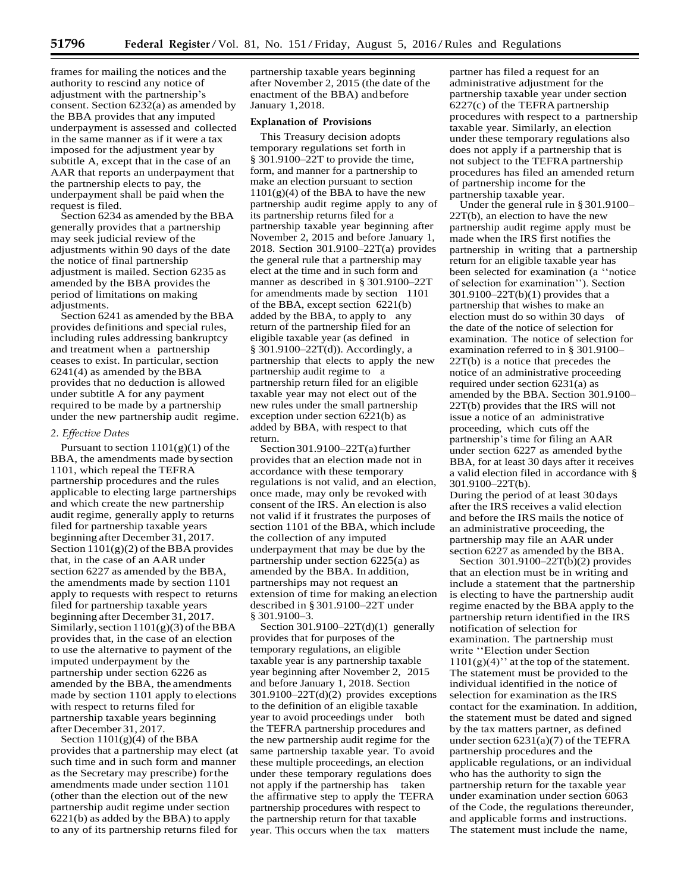frames for mailing the notices and the authority to rescind any notice of adjustment with the partnership's consent. Section 6232(a) as amended by the BBA provides that any imputed underpayment is assessed and collected in the same manner as if it were a tax imposed for the adjustment year by subtitle A, except that in the case of an AAR that reports an underpayment that the partnership elects to pay, the underpayment shall be paid when the request is filed.

Section 6234 as amended by the BBA generally provides that a partnership may seek judicial review of the adjustments within 90 days of the date the notice of final partnership adjustment is mailed. Section 6235 as amended by the BBA provides the period of limitations on making adjustments.

Section 6241 as amended by the BBA provides definitions and special rules, including rules addressing bankruptcy and treatment when a partnership ceases to exist. In particular, section 6241(4) as amended by the BBA provides that no deduction is allowed under subtitle A for any payment required to be made by a partnership under the new partnership audit regime.

*2. Effective Dates*

Pursuant to section 1101(g)(1) of the BBA, the amendments made by section 1101, which repeal the TEFRA partnership procedures and the rules applicable to electing large partnerships and which create the new partnership audit regime, generally apply to returns filed for partnership taxable years beginning after December 31, 2017. Section 1101(g)(2) of the BBA provides that, in the case of an AAR under section 6227 as amended by the BBA, the amendments made by section 1101 apply to requests with respect to returns filed for partnership taxable years beginning after December 31, 2017. Similarly, section 1101(g)(3) of the BBA provides that, in the case of an election to use the alternative to payment of the imputed underpayment by the partnership under section 6226 as amended by the BBA, the amendments made by section 1101 apply to elections with respect to returns filed for partnership taxable years beginning after December 31, 2017.

Section 1101(g)(4) of the BBA provides that a partnership may elect (at such time and in such form and manner as the Secretary may prescribe) for the amendments made under section 1101 (other than the election out of the new partnership audit regime under section 6221(b) as added by the BBA) to apply to any of its partnership returns filed for partnership taxable years beginning after November 2, 2015 (the date of the enactment of the BBA) and before January 1, 2018.

**Explanation of Provisions**

This Treasury decision adopts temporary regulations set forth in § 301.9100–22T to provide the time, form, and manner for a partnership to make an election pursuant to section 1101(g)(4) of the BBA to have the new partnership audit regime apply to any of its partnership returns filed for a partnership taxable year beginning after November 2, 2015 and before January 1, 2018. Section 301.9100–22T(a) provides the general rule that a partnership may elect at the time and in such form and manner as described in § 301.9100–22T for amendments made by section 1101 of the BBA, except section 6221(b) added by the BBA, to apply to any return of the partnership filed for an eligible taxable year (as defined in § 301.9100–22T(d)). Accordingly, a partnership that elects to apply the new partnership audit regime to a partnership return filed for an eligible taxable year may not elect out of the new rules under the small partnership exception under section 6221(b) as added by BBA, with respect to that return.

Section 301.9100–22T(a) further provides that an election made not in accordance with these temporary regulations is not valid, and an election, once made, may only be revoked with consent of the IRS. An election is also not valid if it frustrates the purposes of section 1101 of the BBA, which include the collection of any imputed underpayment that may be due by the partnership under section 6225(a) as amended by the BBA. In addition, partnerships may not request an extension of time for making an election described in § 301.9100–22T under § 301.9100–3.

Section 301.9100–22T(d)(1) generally provides that for purposes of the temporary regulations, an eligible taxable year is any partnership taxable year beginning after November 2, 2015 and before January 1, 2018. Section 301.9100–22T(d)(2) provides exceptions to the definition of an eligible taxable year to avoid proceedings under both the TEFRA partnership procedures and the new partnership audit regime for the same partnership taxable year. To avoid these multiple proceedings, an election under these temporary regulations does not apply if the partnership has taken the affirmative step to apply the TEFRA partnership procedures with respect to the partnership return for that taxable year. This occurs when the tax matters partner has filed a request for an administrative adjustment for the partnership taxable year under section 6227(c) of the TEFRA partnership procedures with respect to a partnership taxable year. Similarly, an election under these temporary regulations also does not apply if a partnership that is not subject to the TEFRA partnership procedures has filed an amended return of partnership income for the partnership taxable year.

Under the general rule in § 301.9100–22T(b), an election to have the new partnership audit regime apply must be made when the IRS first notifies the partnership in writing that a partnership return for an eligible taxable year has been selected for examination (a ''notice of selection for examination''). Section 301.9100–22T(b)(1) provides that a partnership that wishes to make an election must do so within 30 days of the date of the notice of selection for examination. The notice of selection for examination referred to in § 301.9100–22T(b) is a notice that precedes the notice of an administrative proceeding required under section 6231(a) as amended by the BBA. Section 301.9100–22T(b) provides that the IRS will not issue a notice of an administrative proceeding, which cuts off the partnership's time for filing an AAR under section 6227 as amended by the BBA, for at least 30 days after it receives a valid election filed in accordance with § 301.9100–22T(b).

During the period of at least 30 days after the IRS receives a valid election and before the IRS mails the notice of an administrative proceeding, the partnership may file an AAR under section 6227 as amended by the BBA.

Section 301.9100–22T(b)(2) provides that an election must be in writing and include a statement that the partnership is electing to have the partnership audit regime enacted by the BBA apply to the partnership return identified in the IRS notification of selection for examination. The partnership must write ''Election under Section 1101(g)(4)'' at the top of the statement. The statement must be provided to the individual identified in the notice of selection for examination as the IRS contact for the examination. In addition, the statement must be dated and signed by the tax matters partner, as defined under section 6231(a)(7) of the TEFRA partnership procedures and the applicable regulations, or an individual who has the authority to sign the partnership return for the taxable year under examination under section 6063 of the Code, the regulations thereunder, and applicable forms and instructions. The statement must include the name,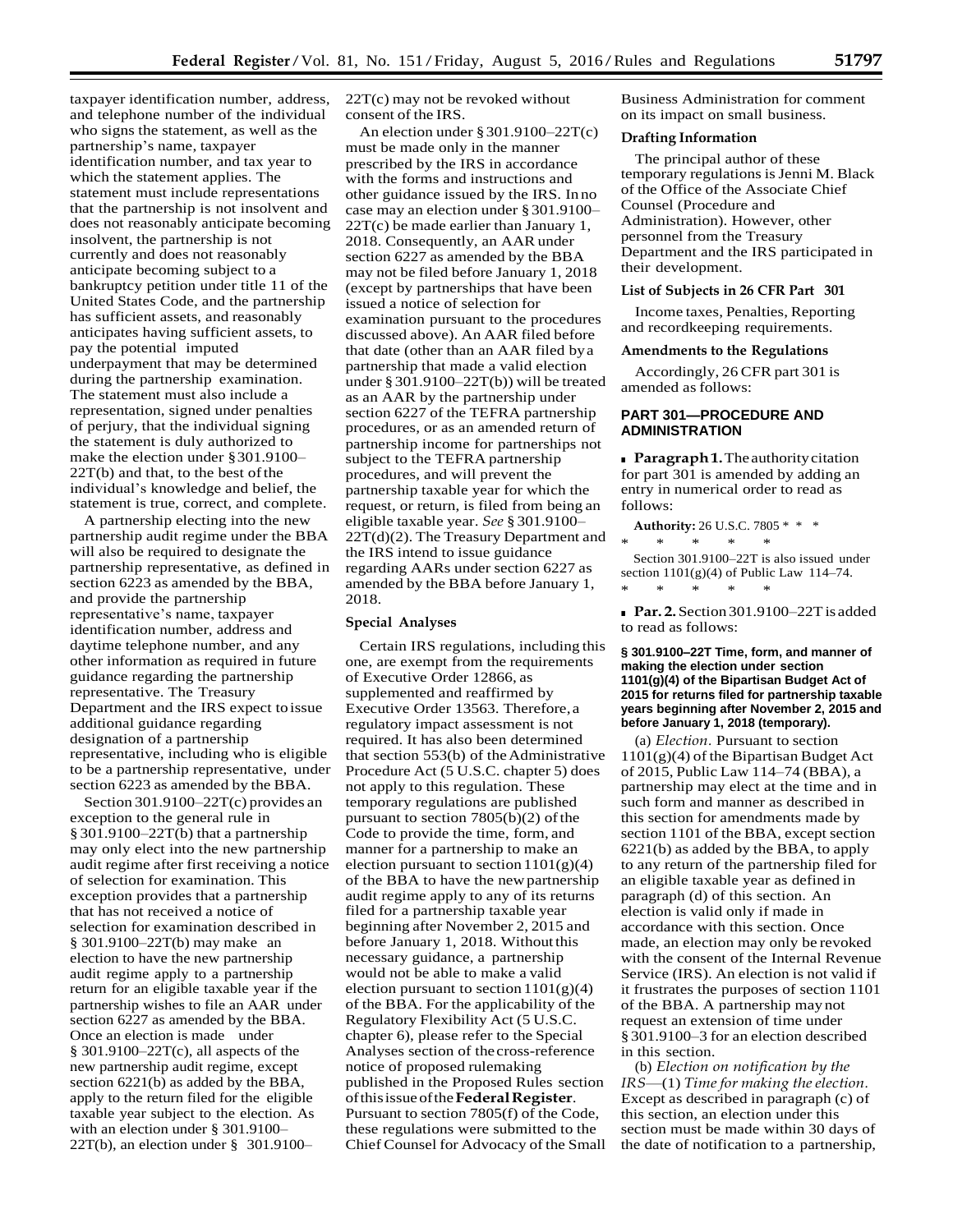taxpayer identification number, address, and telephone number of the individual who signs the statement, as well as the partnership's name, taxpayer identification number, and tax year to which the statement applies. The statement must include representations that the partnership is not insolvent and does not reasonably anticipate becoming insolvent, the partnership is not currently and does not reasonably anticipate becoming subject to a bankruptcy petition under title 11 of the United States Code, and the partnership has sufficient assets, and reasonably anticipates having sufficient assets, to pay the potential imputed underpayment that may be determined during the partnership examination. The statement must also include a representation, signed under penalties of perjury, that the individual signing the statement is duly authorized to make the election under § 301.9100–22T(b) and that, to the best of the individual's knowledge and belief, the statement is true, correct, and complete.

A partnership electing into the new partnership audit regime under the BBA will also be required to designate the partnership representative, as defined in section 6223 as amended by the BBA, and provide the partnership representative's name, taxpayer identification number, address and daytime telephone number, and any other information as required in future guidance regarding the partnership representative. The Treasury Department and the IRS expect to issue additional guidance regarding designation of a partnership representative, including who is eligible to be a partnership representative, under section 6223 as amended by the BBA.

Section 301.9100–22T(c) provides an exception to the general rule in § 301.9100–22T(b) that a partnership may only elect into the new partnership audit regime after first receiving a notice of selection for examination. This exception provides that a partnership that has not received a notice of selection for examination described in § 301.9100–22T(b) may make an election to have the new partnership audit regime apply to a partnership return for an eligible taxable year if the partnership wishes to file an AAR under section 6227 as amended by the BBA. Once an election is made under § 301.9100–22T(c), all aspects of the new partnership audit regime, except section 6221(b) as added by the BBA, apply to the return filed for the eligible taxable year subject to the election. As with an election under § 301.9100–22T(b), an election under § 301.9100–22T(c) may not be revoked without consent of the IRS.

An election under § 301.9100–22T(c) must be made only in the manner prescribed by the IRS in accordance with the forms and instructions and other guidance issued by the IRS. In no case may an election under § 301.9100–22T(c) be made earlier than January 1, 2018. Consequently, an AAR under section 6227 as amended by the BBA may not be filed before January 1, 2018 (except by partnerships that have been issued a notice of selection for examination pursuant to the procedures discussed above). An AAR filed before that date (other than an AAR filed by a partnership that made a valid election under § 301.9100–22T(b)) will be treated as an AAR by the partnership under section 6227 of the TEFRA partnership procedures, or as an amended return of partnership income for partnerships not subject to the TEFRA partnership procedures, and will prevent the partnership taxable year for which the request, or return, is filed from being an eligible taxable year. *See* § 301.9100–22T(d)(2). The Treasury Department and the IRS intend to issue guidance regarding AARs under section 6227 as amended by the BBA before January 1, 2018.

**Special Analyses**

Certain IRS regulations, including this one, are exempt from the requirements of Executive Order 12866, as supplemented and reaffirmed by Executive Order 13563. Therefore, a regulatory impact assessment is not required. It has also been determined that section 553(b) of the Administrative Procedure Act (5 U.S.C. chapter 5) does not apply to this regulation. These temporary regulations are published pursuant to section 7805(b)(2) of the Code to provide the time, form, and manner for a partnership to make an election pursuant to section 1101(g)(4) of the BBA to have the new partnership audit regime apply to any of its returns filed for a partnership taxable year beginning after November 2, 2015 and before January 1, 2018. Without this necessary guidance, a partnership would not be able to make a valid election pursuant to section 1101(g)(4) of the BBA. For the applicability of the Regulatory Flexibility Act (5 U.S.C. chapter 6), please refer to the Special Analyses section of the cross-reference notice of proposed rulemaking published in the Proposed Rules section of this issue of the **Federal Register**. Pursuant to section 7805(f) of the Code, these regulations were submitted to the Chief Counsel for Advocacy of the Small Business Administration for comment on its impact on small business.

**Drafting Information**

The principal author of these temporary regulations is Jenni M. Black of the Office of the Associate Chief Counsel (Procedure and Administration). However, other personnel from the Treasury Department and the IRS participated in their development.

**List of Subjects in 26 CFR Part 301**

Income taxes, Penalties, Reporting and recordkeeping requirements.

**Amendments to the Regulations**

Accordingly, 26 CFR part 301 is amended as follows:

## PART 301—PROCEDURE AND ADMINISTRATION

■ **Paragraph 1.** The authority citation for part 301 is amended by adding an entry in numerical order to read as follows:

**Authority:** 26 U.S.C. 7805 * * *

\* \* \* \* \*

Section 301.9100–22T is also issued under section 1101(g)(4) of Public Law 114–74.

\* \* \* \* \*

■ **Par. 2.** Section 301.9100–22T is added to read as follows:

**§ 301.9100–22T Time, form, and manner of making the election under section 1101(g)(4) of the Bipartisan Budget Act of 2015 for returns filed for partnership taxable years beginning after November 2, 2015 and before January 1, 2018 (temporary).**

(a) *Election.* Pursuant to section 1101(g)(4) of the Bipartisan Budget Act of 2015, Public Law 114–74 (BBA), a partnership may elect at the time and in such form and manner as described in this section for amendments made by section 1101 of the BBA, except section 6221(b) as added by the BBA, to apply to any return of the partnership filed for an eligible taxable year as defined in paragraph (d) of this section. An election is valid only if made in accordance with this section. Once made, an election may only be revoked with the consent of the Internal Revenue Service (IRS). An election is not valid if it frustrates the purposes of section 1101 of the BBA. A partnership may not request an extension of time under § 301.9100–3 for an election described in this section.

(b) *Election on notification by the IRS*—(1) *Time for making the election.* Except as described in paragraph (c) of this section, an election under this section must be made within 30 days of the date of notification to a partnership,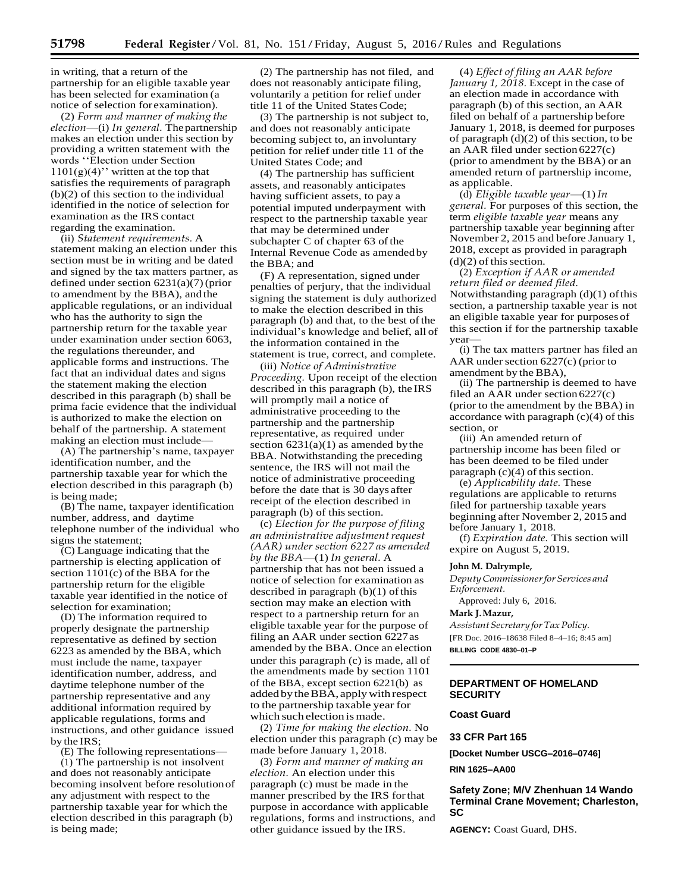in writing, that a return of the partnership for an eligible taxable year has been selected for examination (a notice of selection for examination).

(2) *Form and manner of making the election*—(i) *In general.* The partnership makes an election under this section by providing a written statement with the words ''Election under Section 1101(g)(4)'' written at the top that satisfies the requirements of paragraph (b)(2) of this section to the individual identified in the notice of selection for examination as the IRS contact regarding the examination.

(ii) *Statement requirements.* A statement making an election under this section must be in writing and be dated and signed by the tax matters partner, as defined under section 6231(a)(7) (prior to amendment by the BBA), and the applicable regulations, or an individual who has the authority to sign the partnership return for the taxable year under examination under section 6063, the regulations thereunder, and applicable forms and instructions. The fact that an individual dates and signs the statement making the election described in this paragraph (b) shall be prima facie evidence that the individual is authorized to make the election on behalf of the partnership. A statement making an election must include—

(A) The partnership's name, taxpayer identification number, and the partnership taxable year for which the election described in this paragraph (b) is being made;

(B) The name, taxpayer identification number, address, and daytime telephone number of the individual who signs the statement;

(C) Language indicating that the partnership is electing application of section 1101(c) of the BBA for the partnership return for the eligible taxable year identified in the notice of selection for examination;

(D) The information required to properly designate the partnership representative as defined by section 6223 as amended by the BBA, which must include the name, taxpayer identification number, address, and daytime telephone number of the partnership representative and any additional information required by applicable regulations, forms and instructions, and other guidance issued by the IRS;

(E) The following representations—

(*1*) The partnership is not insolvent and does not reasonably anticipate becoming insolvent before resolution of any adjustment with respect to the partnership taxable year for which the election described in this paragraph (b) is being made;

(*2*) The partnership has not filed, and does not reasonably anticipate filing, voluntarily a petition for relief under title 11 of the United States Code;

(*3*) The partnership is not subject to, and does not reasonably anticipate becoming subject to, an involuntary petition for relief under title 11 of the United States Code; and

(*4*) The partnership has sufficient assets, and reasonably anticipates having sufficient assets, to pay a potential imputed underpayment with respect to the partnership taxable year that may be determined under subchapter C of chapter 63 of the Internal Revenue Code as amended by the BBA; and

(F) A representation, signed under penalties of perjury, that the individual signing the statement is duly authorized to make the election described in this paragraph (b) and that, to the best of the individual's knowledge and belief, all of the information contained in the statement is true, correct, and complete.

(iii) *Notice of Administrative Proceeding.* Upon receipt of the election described in this paragraph (b), the IRS will promptly mail a notice of administrative proceeding to the partnership and the partnership representative, as required under section 6231(a)(1) as amended by the BBA. Notwithstanding the preceding sentence, the IRS will not mail the notice of administrative proceeding before the date that is 30 days after receipt of the election described in paragraph (b) of this section.

(c) *Election for the purpose of filing an administrative adjustment request (AAR) under section 6227 as amended by the BBA*—(1) *In general.* A partnership that has not been issued a notice of selection for examination as described in paragraph (b)(1) of this section may make an election with respect to a partnership return for an eligible taxable year for the purpose of filing an AAR under section 6227 as amended by the BBA. Once an election under this paragraph (c) is made, all of the amendments made by section 1101 of the BBA, except section 6221(b) as added by the BBA, apply with respect to the partnership taxable year for which such election is made.

(2) *Time for making the election.* No election under this paragraph (c) may be made before January 1, 2018.

(3) *Form and manner of making an election.* An election under this paragraph (c) must be made in the manner prescribed by the IRS for that purpose in accordance with applicable regulations, forms and instructions, and other guidance issued by the IRS.

(4) *Effect of filing an AAR before January 1, 2018.* Except in the case of an election made in accordance with paragraph (b) of this section, an AAR filed on behalf of a partnership before January 1, 2018, is deemed for purposes of paragraph (d)(2) of this section, to be an AAR filed under section 6227(c) (prior to amendment by the BBA) or an amended return of partnership income, as applicable.

(d) *Eligible taxable year*—(1) *In general.* For purposes of this section, the term *eligible taxable year* means any partnership taxable year beginning after November 2, 2015 and before January 1, 2018, except as provided in paragraph (d)(2) of this section.

(2) *Exception if AAR or amended return filed or deemed filed.* Notwithstanding paragraph (d)(1) of this section, a partnership taxable year is not an eligible taxable year for purposes of this section if for the partnership taxable year—

(i) The tax matters partner has filed an AAR under section 6227(c) (prior to amendment by the BBA),

(ii) The partnership is deemed to have filed an AAR under section 6227(c) (prior to the amendment by the BBA) in accordance with paragraph (c)(4) of this section, or

(iii) An amended return of partnership income has been filed or has been deemed to be filed under paragraph (c)(4) of this section.

(e) *Applicability date.* These regulations are applicable to returns filed for partnership taxable years beginning after November 2, 2015 and before January 1, 2018.

(f) *Expiration date.* This section will expire on August 5, 2019.

**John M. Dalrymple,**

*Deputy Commissioner for Services and Enforcement.*

Approved: July 6, 2016.

**Mark J. Mazur,**

*Assistant Secretary for Tax Policy.*

[FR Doc. 2016–18638 Filed 8–4–16; 8:45 am]

**BILLING CODE 4830–01–P**

---

## DEPARTMENT OF HOMELAND SECURITY

### Coast Guard

### 33 CFR Part 165

**[Docket Number USCG–2016–0746]**

**RIN 1625–AA00**

### Safety Zone; M/V Zhenhuan 14 Wando Terminal Crane Movement; Charleston, SC

**AGENCY:** Coast Guard, DHS.